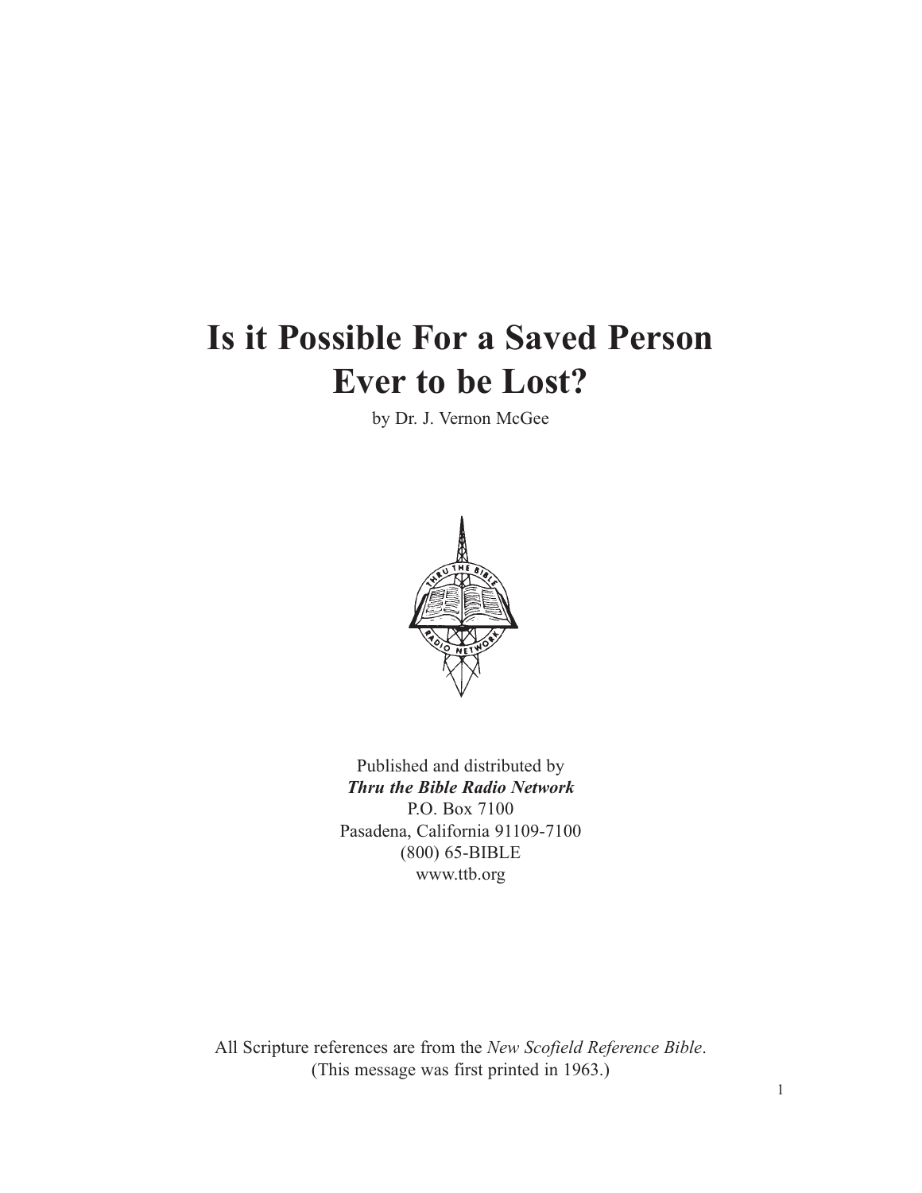# Is it Possible For a Saved Person Ever to be Lost?

by Dr. J. Vernon McGee

Published and distributed by
***Thru the Bible Radio Network***
P.O. Box 7100
Pasadena, California 91109-7100
(800) 65-BIBLE
www.ttb.org

All Scripture references are from the *New Scofield Reference Bible*.
(This message was first printed in 1963.)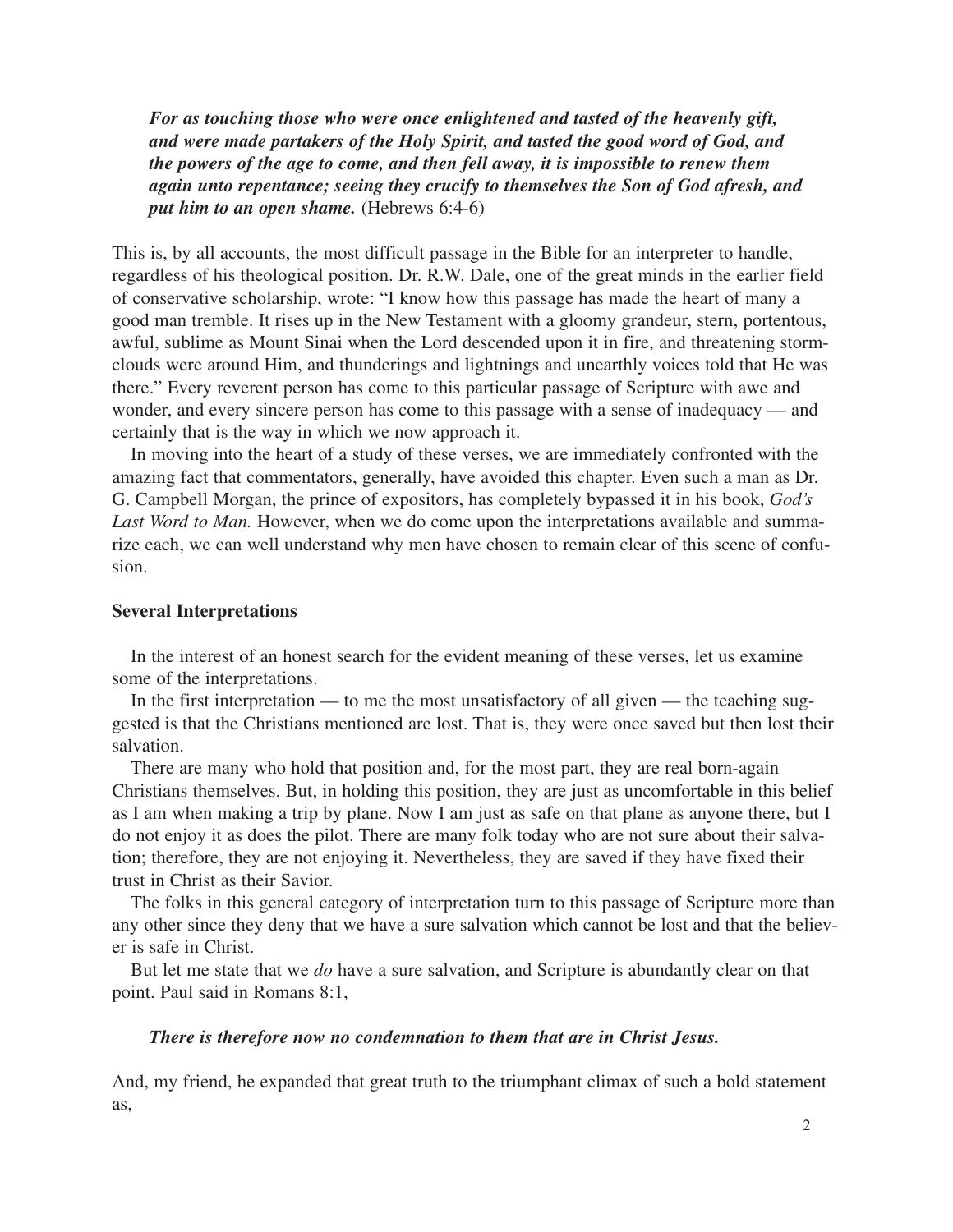***For as touching those who were once enlightened and tasted of the heavenly gift, and were made partakers of the Holy Spirit, and tasted the good word of God, and the powers of the age to come, and then fell away, it is impossible to renew them again unto repentance; seeing they crucify to themselves the Son of God afresh, and put him to an open shame.*** (Hebrews 6:4-6)

This is, by all accounts, the most difficult passage in the Bible for an interpreter to handle, regardless of his theological position. Dr. R.W. Dale, one of the great minds in the earlier field of conservative scholarship, wrote: "I know how this passage has made the heart of many a good man tremble. It rises up in the New Testament with a gloomy grandeur, stern, portentous, awful, sublime as Mount Sinai when the Lord descended upon it in fire, and threatening storm-clouds were around Him, and thunderings and lightnings and unearthly voices told that He was there." Every reverent person has come to this particular passage of Scripture with awe and wonder, and every sincere person has come to this passage with a sense of inadequacy — and certainly that is the way in which we now approach it.

In moving into the heart of a study of these verses, we are immediately confronted with the amazing fact that commentators, generally, have avoided this chapter. Even such a man as Dr. G. Campbell Morgan, the prince of expositors, has completely bypassed it in his book, *God's Last Word to Man.* However, when we do come upon the interpretations available and summarize each, we can well understand why men have chosen to remain clear of this scene of confusion.

### Several Interpretations

In the interest of an honest search for the evident meaning of these verses, let us examine some of the interpretations.

In the first interpretation — to me the most unsatisfactory of all given — the teaching suggested is that the Christians mentioned are lost. That is, they were once saved but then lost their salvation.

There are many who hold that position and, for the most part, they are real born-again Christians themselves. But, in holding this position, they are just as uncomfortable in this belief as I am when making a trip by plane. Now I am just as safe on that plane as anyone there, but I do not enjoy it as does the pilot. There are many folk today who are not sure about their salvation; therefore, they are not enjoying it. Nevertheless, they are saved if they have fixed their trust in Christ as their Savior.

The folks in this general category of interpretation turn to this passage of Scripture more than any other since they deny that we have a sure salvation which cannot be lost and that the believer is safe in Christ.

But let me state that we *do* have a sure salvation, and Scripture is abundantly clear on that point. Paul said in Romans 8:1,

***There is therefore now no condemnation to them that are in Christ Jesus.***

And, my friend, he expanded that great truth to the triumphant climax of such a bold statement as,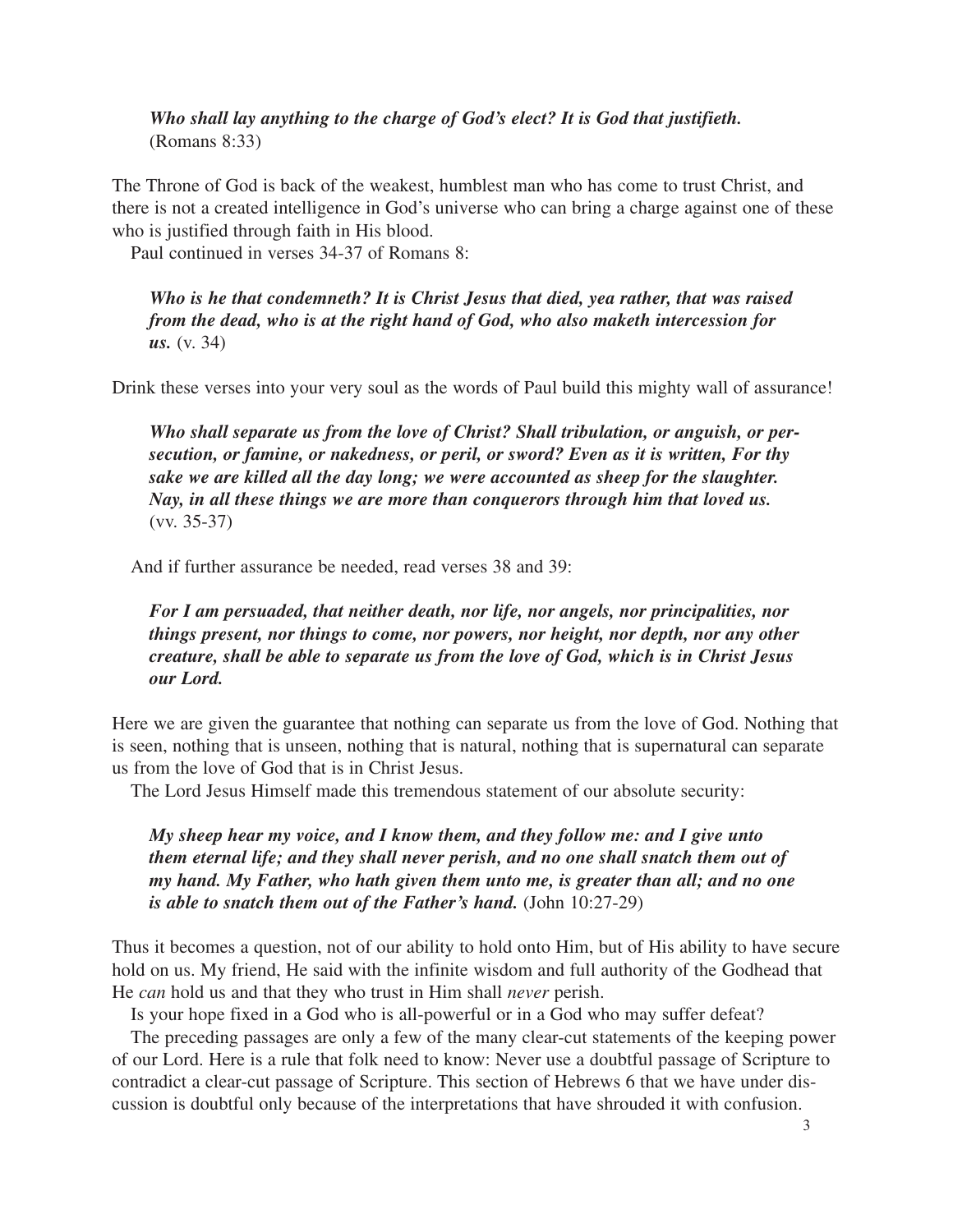> ***Who shall lay anything to the charge of God's elect? It is God that justifieth.*** (Romans 8:33)

The Throne of God is back of the weakest, humblest man who has come to trust Christ, and there is not a created intelligence in God's universe who can bring a charge against one of these who is justified through faith in His blood.

Paul continued in verses 34-37 of Romans 8:

> ***Who is he that condemneth? It is Christ Jesus that died, yea rather, that was raised from the dead, who is at the right hand of God, who also maketh intercession for us.*** (v. 34)

Drink these verses into your very soul as the words of Paul build this mighty wall of assurance!

> ***Who shall separate us from the love of Christ? Shall tribulation, or anguish, or persecution, or famine, or nakedness, or peril, or sword? Even as it is written, For thy sake we are killed all the day long; we were accounted as sheep for the slaughter. Nay, in all these things we are more than conquerors through him that loved us.*** (vv. 35-37)

And if further assurance be needed, read verses 38 and 39:

> ***For I am persuaded, that neither death, nor life, nor angels, nor principalities, nor things present, nor things to come, nor powers, nor height, nor depth, nor any other creature, shall be able to separate us from the love of God, which is in Christ Jesus our Lord.***

Here we are given the guarantee that nothing can separate us from the love of God. Nothing that is seen, nothing that is unseen, nothing that is natural, nothing that is supernatural can separate us from the love of God that is in Christ Jesus.

The Lord Jesus Himself made this tremendous statement of our absolute security:

> ***My sheep hear my voice, and I know them, and they follow me: and I give unto them eternal life; and they shall never perish, and no one shall snatch them out of my hand. My Father, who hath given them unto me, is greater than all; and no one is able to snatch them out of the Father's hand.*** (John 10:27-29)

Thus it becomes a question, not of our ability to hold onto Him, but of His ability to have secure hold on us. My friend, He said with the infinite wisdom and full authority of the Godhead that He *can* hold us and that they who trust in Him shall *never* perish.

Is your hope fixed in a God who is all-powerful or in a God who may suffer defeat?

The preceding passages are only a few of the many clear-cut statements of the keeping power of our Lord. Here is a rule that folk need to know: Never use a doubtful passage of Scripture to contradict a clear-cut passage of Scripture. This section of Hebrews 6 that we have under discussion is doubtful only because of the interpretations that have shrouded it with confusion.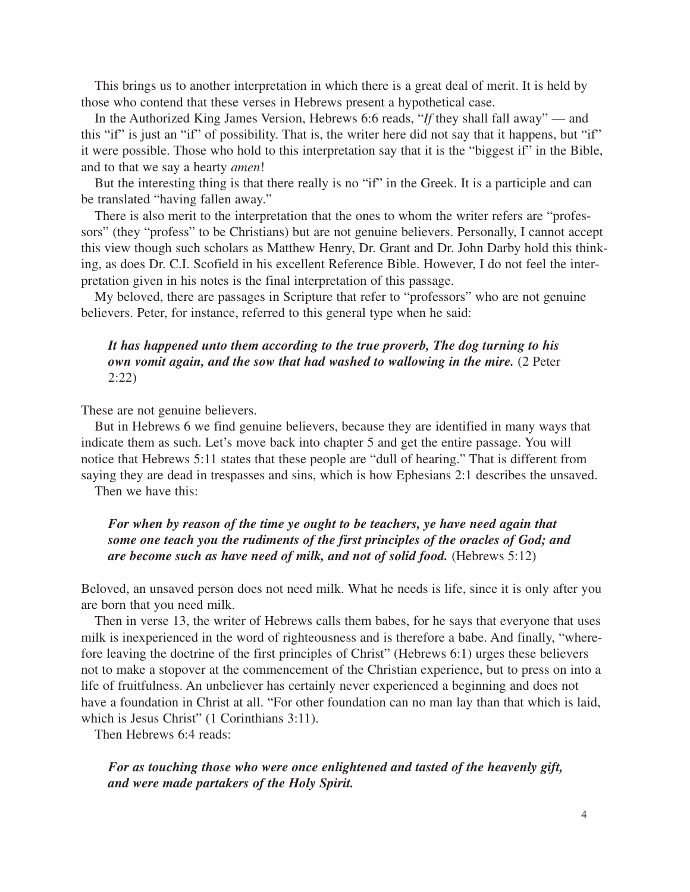This brings us to another interpretation in which there is a great deal of merit. It is held by those who contend that these verses in Hebrews present a hypothetical case.

In the Authorized King James Version, Hebrews 6:6 reads, "*If* they shall fall away" — and this "if" is just an "if" of possibility. That is, the writer here did not say that it happens, but "if" it were possible. Those who hold to this interpretation say that it is the "biggest if" in the Bible, and to that we say a hearty *amen*!

But the interesting thing is that there really is no "if" in the Greek. It is a participle and can be translated "having fallen away."

There is also merit to the interpretation that the ones to whom the writer refers are "professors" (they "profess" to be Christians) but are not genuine believers. Personally, I cannot accept this view though such scholars as Matthew Henry, Dr. Grant and Dr. John Darby hold this thinking, as does Dr. C.I. Scofield in his excellent Reference Bible. However, I do not feel the interpretation given in his notes is the final interpretation of this passage.

My beloved, there are passages in Scripture that refer to "professors" who are not genuine believers. Peter, for instance, referred to this general type when he said:

> ***It has happened unto them according to the true proverb, The dog turning to his own vomit again, and the sow that had washed to wallowing in the mire.*** (2 Peter 2:22)

These are not genuine believers.

But in Hebrews 6 we find genuine believers, because they are identified in many ways that indicate them as such. Let's move back into chapter 5 and get the entire passage. You will notice that Hebrews 5:11 states that these people are "dull of hearing." That is different from saying they are dead in trespasses and sins, which is how Ephesians 2:1 describes the unsaved.

Then we have this:

> ***For when by reason of the time ye ought to be teachers, ye have need again that some one teach you the rudiments of the first principles of the oracles of God; and are become such as have need of milk, and not of solid food.*** (Hebrews 5:12)

Beloved, an unsaved person does not need milk. What he needs is life, since it is only after you are born that you need milk.

Then in verse 13, the writer of Hebrews calls them babes, for he says that everyone that uses milk is inexperienced in the word of righteousness and is therefore a babe. And finally, "wherefore leaving the doctrine of the first principles of Christ" (Hebrews 6:1) urges these believers not to make a stopover at the commencement of the Christian experience, but to press on into a life of fruitfulness. An unbeliever has certainly never experienced a beginning and does not have a foundation in Christ at all. "For other foundation can no man lay than that which is laid, which is Jesus Christ" (1 Corinthians 3:11).

Then Hebrews 6:4 reads:

> ***For as touching those who were once enlightened and tasted of the heavenly gift, and were made partakers of the Holy Spirit.***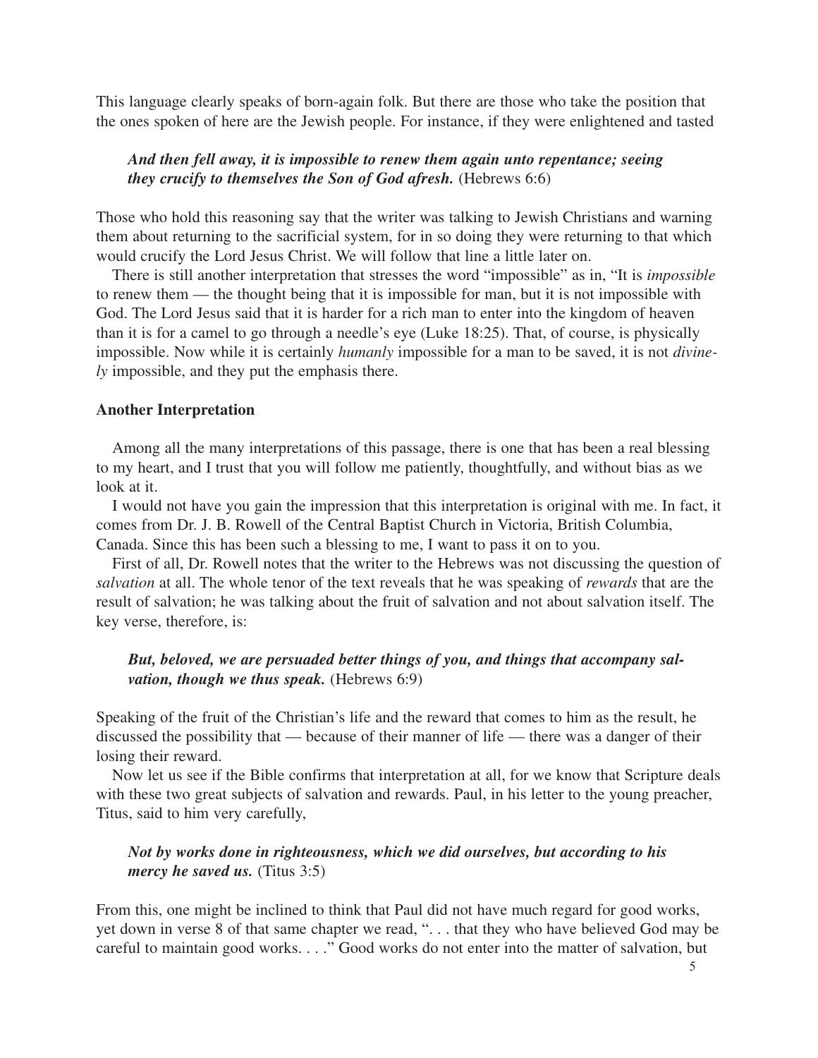This language clearly speaks of born-again folk. But there are those who take the position that the ones spoken of here are the Jewish people. For instance, if they were enlightened and tasted

> ***And then fell away, it is impossible to renew them again unto repentance; seeing they crucify to themselves the Son of God afresh.*** (Hebrews 6:6)

Those who hold this reasoning say that the writer was talking to Jewish Christians and warning them about returning to the sacrificial system, for in so doing they were returning to that which would crucify the Lord Jesus Christ. We will follow that line a little later on.

There is still another interpretation that stresses the word "impossible" as in, "It is *impossible* to renew them — the thought being that it is impossible for man, but it is not impossible with God. The Lord Jesus said that it is harder for a rich man to enter into the kingdom of heaven than it is for a camel to go through a needle's eye (Luke 18:25). That, of course, is physically impossible. Now while it is certainly *humanly* impossible for a man to be saved, it is not *divinely* impossible, and they put the emphasis there.

**Another Interpretation**

Among all the many interpretations of this passage, there is one that has been a real blessing to my heart, and I trust that you will follow me patiently, thoughtfully, and without bias as we look at it.

I would not have you gain the impression that this interpretation is original with me. In fact, it comes from Dr. J. B. Rowell of the Central Baptist Church in Victoria, British Columbia, Canada. Since this has been such a blessing to me, I want to pass it on to you.

First of all, Dr. Rowell notes that the writer to the Hebrews was not discussing the question of *salvation* at all. The whole tenor of the text reveals that he was speaking of *rewards* that are the result of salvation; he was talking about the fruit of salvation and not about salvation itself. The key verse, therefore, is:

> ***But, beloved, we are persuaded better things of you, and things that accompany salvation, though we thus speak.*** (Hebrews 6:9)

Speaking of the fruit of the Christian's life and the reward that comes to him as the result, he discussed the possibility that — because of their manner of life — there was a danger of their losing their reward.

Now let us see if the Bible confirms that interpretation at all, for we know that Scripture deals with these two great subjects of salvation and rewards. Paul, in his letter to the young preacher, Titus, said to him very carefully,

> ***Not by works done in righteousness, which we did ourselves, but according to his mercy he saved us.*** (Titus 3:5)

From this, one might be inclined to think that Paul did not have much regard for good works, yet down in verse 8 of that same chapter we read, ". . . that they who have believed God may be careful to maintain good works. . . ." Good works do not enter into the matter of salvation, but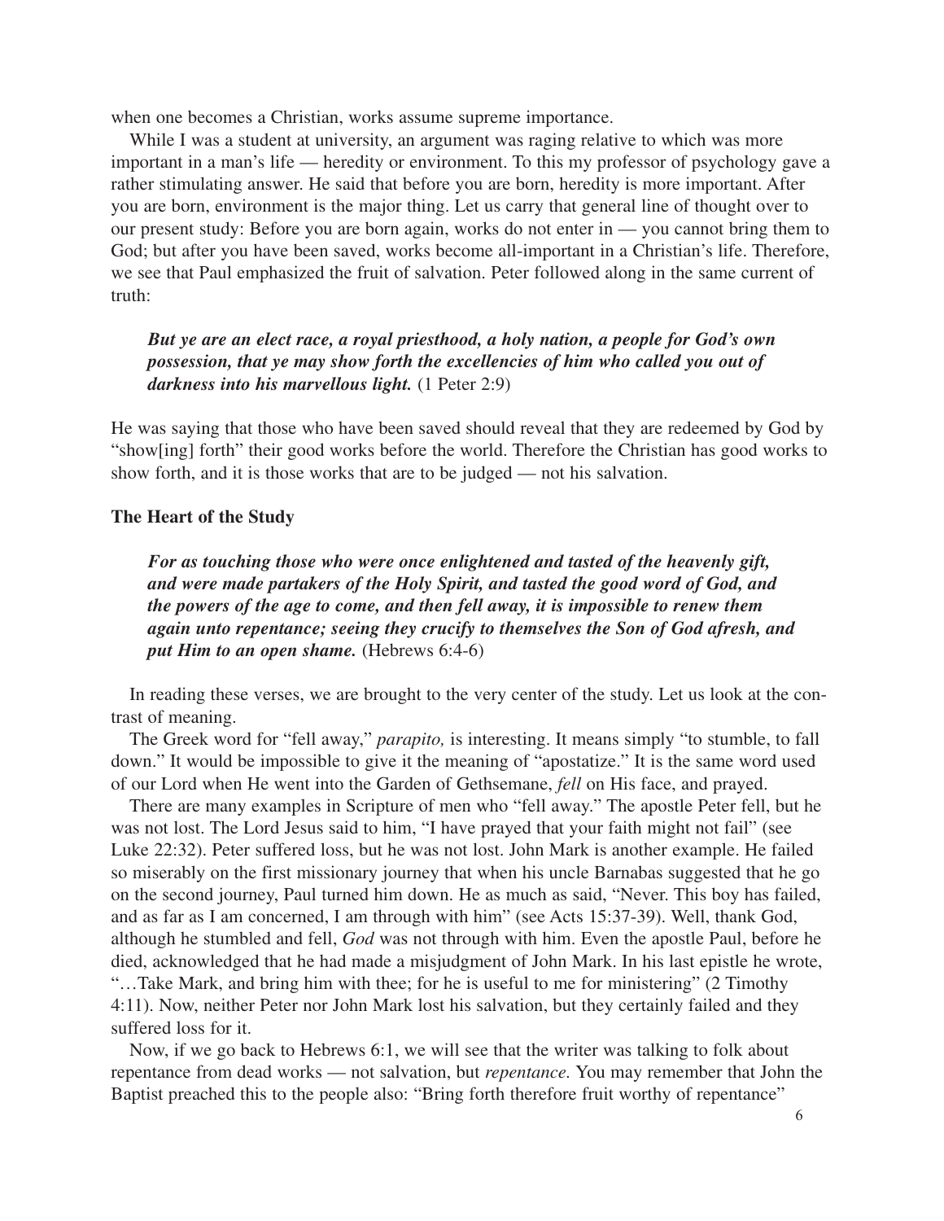when one becomes a Christian, works assume supreme importance.

While I was a student at university, an argument was raging relative to which was more important in a man's life — heredity or environment. To this my professor of psychology gave a rather stimulating answer. He said that before you are born, heredity is more important. After you are born, environment is the major thing. Let us carry that general line of thought over to our present study: Before you are born again, works do not enter in — you cannot bring them to God; but after you have been saved, works become all-important in a Christian's life. Therefore, we see that Paul emphasized the fruit of salvation. Peter followed along in the same current of truth:

> ***But ye are an elect race, a royal priesthood, a holy nation, a people for God's own possession, that ye may show forth the excellencies of him who called you out of darkness into his marvellous light.*** (1 Peter 2:9)

He was saying that those who have been saved should reveal that they are redeemed by God by "show[ing] forth" their good works before the world. Therefore the Christian has good works to show forth, and it is those works that are to be judged — not his salvation.

**The Heart of the Study**

> ***For as touching those who were once enlightened and tasted of the heavenly gift, and were made partakers of the Holy Spirit, and tasted the good word of God, and the powers of the age to come, and then fell away, it is impossible to renew them again unto repentance; seeing they crucify to themselves the Son of God afresh, and put Him to an open shame.*** (Hebrews 6:4-6)

In reading these verses, we are brought to the very center of the study. Let us look at the contrast of meaning.

The Greek word for "fell away," *parapito,* is interesting. It means simply "to stumble, to fall down." It would be impossible to give it the meaning of "apostatize." It is the same word used of our Lord when He went into the Garden of Gethsemane, *fell* on His face, and prayed.

There are many examples in Scripture of men who "fell away." The apostle Peter fell, but he was not lost. The Lord Jesus said to him, "I have prayed that your faith might not fail" (see Luke 22:32). Peter suffered loss, but he was not lost. John Mark is another example. He failed so miserably on the first missionary journey that when his uncle Barnabas suggested that he go on the second journey, Paul turned him down. He as much as said, "Never. This boy has failed, and as far as I am concerned, I am through with him" (see Acts 15:37-39). Well, thank God, although he stumbled and fell, *God* was not through with him. Even the apostle Paul, before he died, acknowledged that he had made a misjudgment of John Mark. In his last epistle he wrote, "…Take Mark, and bring him with thee; for he is useful to me for ministering" (2 Timothy 4:11). Now, neither Peter nor John Mark lost his salvation, but they certainly failed and they suffered loss for it.

Now, if we go back to Hebrews 6:1, we will see that the writer was talking to folk about repentance from dead works — not salvation, but *repentance*. You may remember that John the Baptist preached this to the people also: "Bring forth therefore fruit worthy of repentance"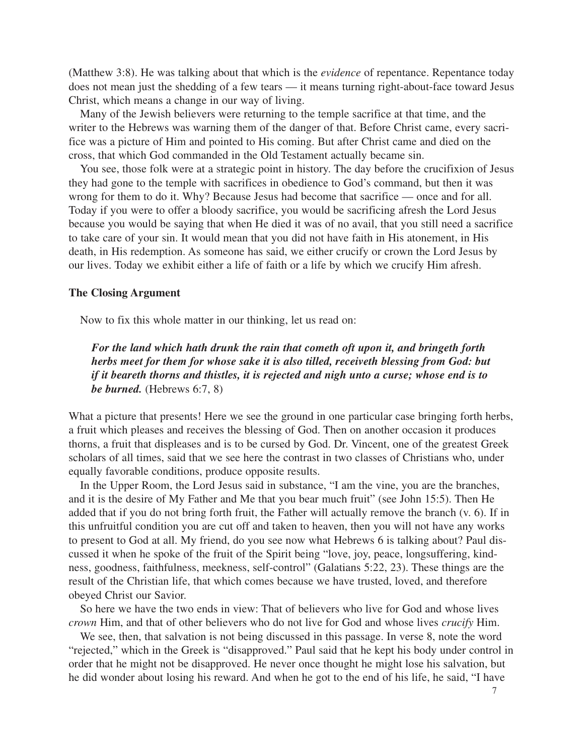(Matthew 3:8). He was talking about that which is the *evidence* of repentance. Repentance today does not mean just the shedding of a few tears — it means turning right-about-face toward Jesus Christ, which means a change in our way of living.

Many of the Jewish believers were returning to the temple sacrifice at that time, and the writer to the Hebrews was warning them of the danger of that. Before Christ came, every sacrifice was a picture of Him and pointed to His coming. But after Christ came and died on the cross, that which God commanded in the Old Testament actually became sin.

You see, those folk were at a strategic point in history. The day before the crucifixion of Jesus they had gone to the temple with sacrifices in obedience to God's command, but then it was wrong for them to do it. Why? Because Jesus had become that sacrifice — once and for all. Today if you were to offer a bloody sacrifice, you would be sacrificing afresh the Lord Jesus because you would be saying that when He died it was of no avail, that you still need a sacrifice to take care of your sin. It would mean that you did not have faith in His atonement, in His death, in His redemption. As someone has said, we either crucify or crown the Lord Jesus by our lives. Today we exhibit either a life of faith or a life by which we crucify Him afresh.

**The Closing Argument**

Now to fix this whole matter in our thinking, let us read on:

> ***For the land which hath drunk the rain that cometh oft upon it, and bringeth forth herbs meet for them for whose sake it is also tilled, receiveth blessing from God: but if it beareth thorns and thistles, it is rejected and nigh unto a curse; whose end is to be burned.*** (Hebrews 6:7, 8)

What a picture that presents! Here we see the ground in one particular case bringing forth herbs, a fruit which pleases and receives the blessing of God. Then on another occasion it produces thorns, a fruit that displeases and is to be cursed by God. Dr. Vincent, one of the greatest Greek scholars of all times, said that we see here the contrast in two classes of Christians who, under equally favorable conditions, produce opposite results.

In the Upper Room, the Lord Jesus said in substance, "I am the vine, you are the branches, and it is the desire of My Father and Me that you bear much fruit" (see John 15:5). Then He added that if you do not bring forth fruit, the Father will actually remove the branch (v. 6). If in this unfruitful condition you are cut off and taken to heaven, then you will not have any works to present to God at all. My friend, do you see now what Hebrews 6 is talking about? Paul discussed it when he spoke of the fruit of the Spirit being "love, joy, peace, longsuffering, kindness, goodness, faithfulness, meekness, self-control" (Galatians 5:22, 23). These things are the result of the Christian life, that which comes because we have trusted, loved, and therefore obeyed Christ our Savior.

So here we have the two ends in view: That of believers who live for God and whose lives *crown* Him, and that of other believers who do not live for God and whose lives *crucify* Him.

We see, then, that salvation is not being discussed in this passage. In verse 8, note the word "rejected," which in the Greek is "disapproved." Paul said that he kept his body under control in order that he might not be disapproved. He never once thought he might lose his salvation, but he did wonder about losing his reward. And when he got to the end of his life, he said, "I have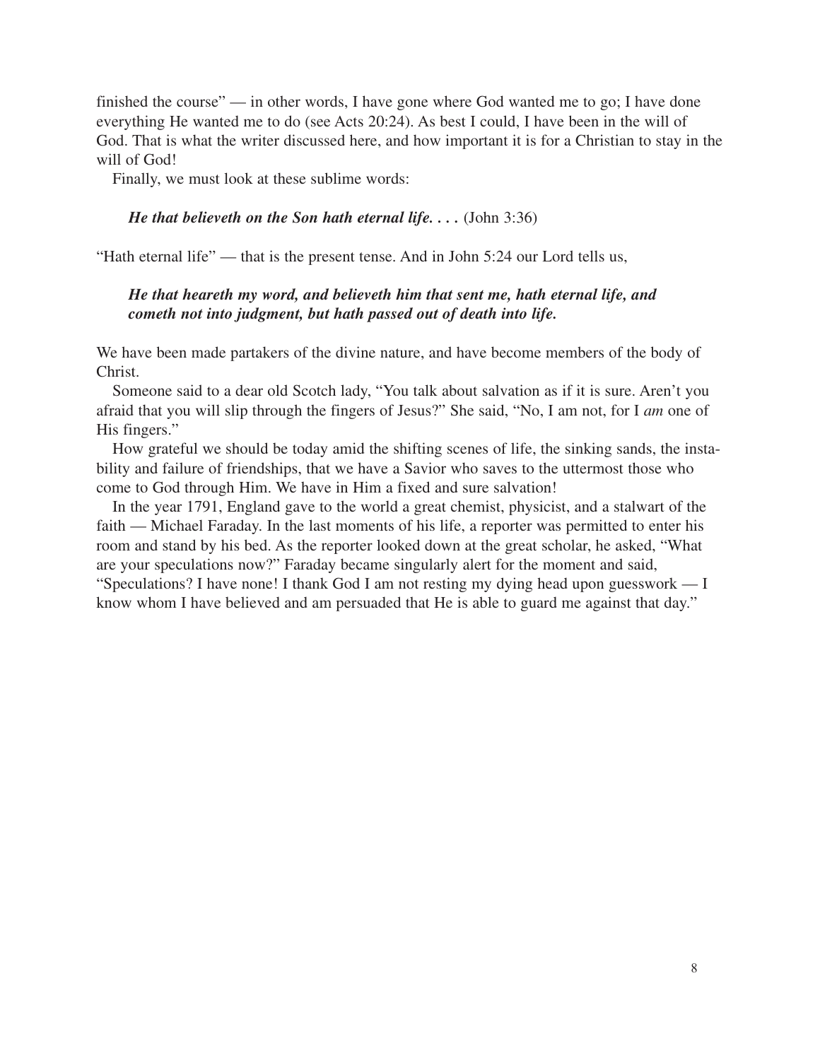finished the course" — in other words, I have gone where God wanted me to go; I have done everything He wanted me to do (see Acts 20:24). As best I could, I have been in the will of God. That is what the writer discussed here, and how important it is for a Christian to stay in the will of God!

Finally, we must look at these sublime words:

> ***He that believeth on the Son hath eternal life. . . .*** (John 3:36)

"Hath eternal life" — that is the present tense. And in John 5:24 our Lord tells us,

> ***He that heareth my word, and believeth him that sent me, hath eternal life, and cometh not into judgment, but hath passed out of death into life.***

We have been made partakers of the divine nature, and have become members of the body of Christ.

Someone said to a dear old Scotch lady, "You talk about salvation as if it is sure. Aren't you afraid that you will slip through the fingers of Jesus?" She said, "No, I am not, for I *am* one of His fingers."

How grateful we should be today amid the shifting scenes of life, the sinking sands, the instability and failure of friendships, that we have a Savior who saves to the uttermost those who come to God through Him. We have in Him a fixed and sure salvation!

In the year 1791, England gave to the world a great chemist, physicist, and a stalwart of the faith — Michael Faraday. In the last moments of his life, a reporter was permitted to enter his room and stand by his bed. As the reporter looked down at the great scholar, he asked, "What are your speculations now?" Faraday became singularly alert for the moment and said, "Speculations? I have none! I thank God I am not resting my dying head upon guesswork — I know whom I have believed and am persuaded that He is able to guard me against that day."